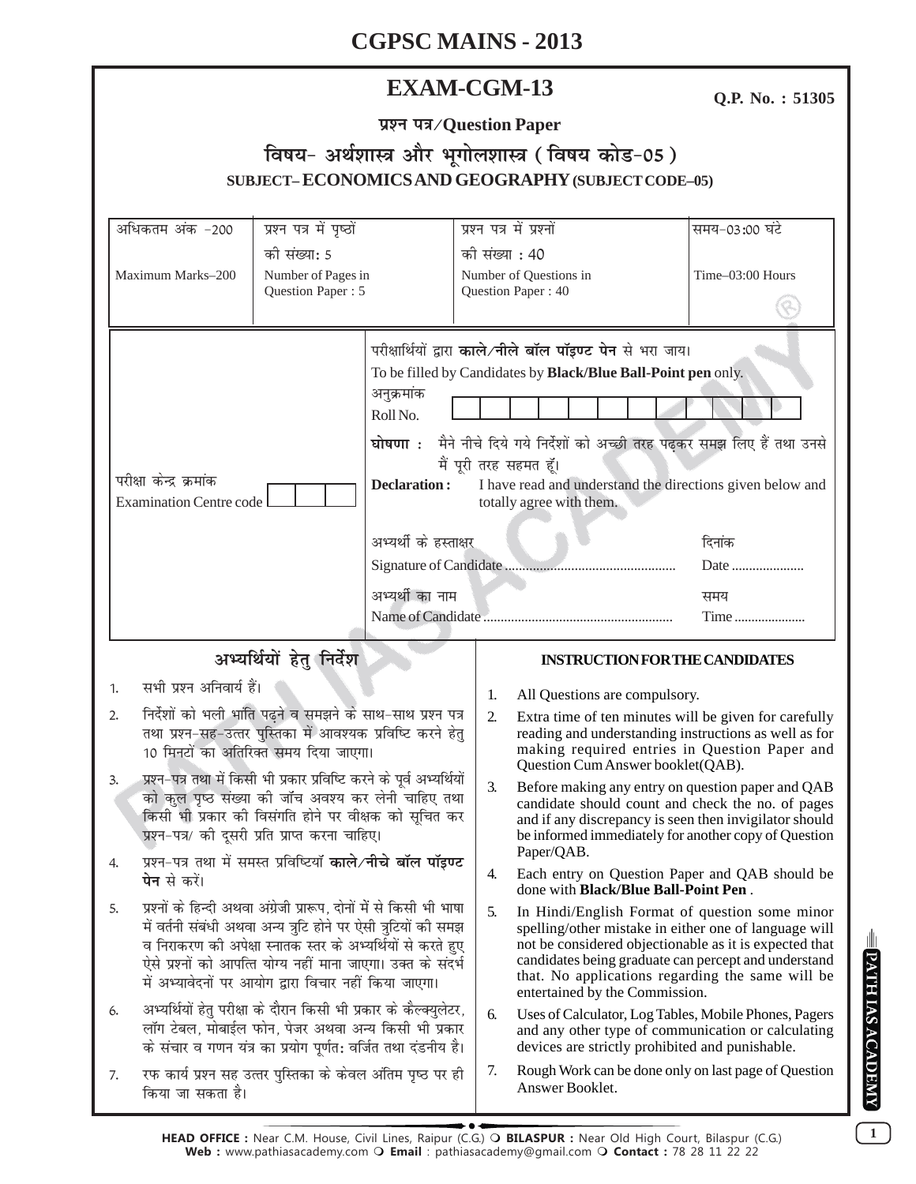# CGPSC MAINS - 2013

## EXAM-CGM-13

**Q.P. No. : 51305**

**प्रश्न पत्र/Question Paper**

### विषय- अर्थशास्त्र और भूगोलशास्त्र ( विषय कोड-05 )

### SUBJECT– ECONOMICS AND GEOGRAPHY (SUBJECT CODE–05)

| अधिकतम अंक -200 Maximum Marks–200 | प्रश्न पत्र में पृष्ठों की संख्या: 5 Number of Pages in Question Paper : 5 | प्रश्न पत्र में प्रश्नों की संख्या : 40 Number of Questions in Question Paper : 40 | समय-03:00 घंटे Time–03:00 Hours |
|---|---|---|---|

परीक्षा केन्द्र क्रमांक
Examination Centre code

परीक्षार्थियों द्वारा **काले/नीले बॉल पॉइण्ट पेन** से भरा जाय।
To be filled by Candidates by **Black/Blue Ball-Point pen** only.

अनुक्रमांक
Roll No.

**घोषणा :** मैने नीचे दिये गये निर्देशों को अच्छी तरह पढ़कर समझ लिए हैं तथा उनसे मैं पूरी तरह सहमत हूँ।

**Declaration :** I have read and understand the directions given below and totally agree with them.

अभ्यर्थी के हस्ताक्षर
Signature of Candidate ................................................

दिनांक
Date ....................

अभ्यर्थी का नाम
Name of Candidate ......................................................

समय
Time ....................

### अभ्यर्थियों हेतु निर्देश

1. सभी प्रश्न अनिवार्य हैं।
2. निर्देशों को भली भांति पढ़ने व समझने के साथ-साथ प्रश्न पत्र तथा प्रश्न-सह-उत्तर पुस्तिका में आवश्यक प्रविष्टि करने हेतु 10 मिनटों का अतिरिक्त समय दिया जाएगा।
3. प्रश्न-पत्र तथा में किसी भी प्रकार प्रविष्टि करने के पूर्व अभ्यर्थियों को कुल पृष्ठ संख्या की जाँच अवश्य कर लेनी चाहिए तथा किसी भी प्रकार की विसंगति होने पर वीक्षक को सूचित कर प्रश्न-पत्र/ की दूसरी प्रति प्राप्त करना चाहिए।
4. प्रश्न-पत्र तथा में समस्त प्रविष्टियाँ **काले/नीचे बॉल पॉइण्ट पेन** से करें।
5. प्रश्नों के हिन्दी अथवा अंग्रेजी प्रारूप, दोनों में से किसी भी भाषा में वर्तनी संबंधी अथवा अन्य त्रुटि होने पर ऐसी त्रुटियों की समझ व निराकरण की अपेक्षा स्नातक स्तर के अभ्यर्थियों से करते हुए ऐसे प्रश्नों को आपत्ति योग्य नहीं माना जाएगा। उक्त के संदर्भ में अभ्यावेदनों पर आयोग द्वारा विचार नहीं किया जाएगा।
6. अभ्यर्थियों हेतु परीक्षा के दौरान किसी भी प्रकार के कैल्क्युलेटर, लॉग टेबल, मोबाईल फोन, पेजर अथवा अन्य किसी भी प्रकार के संचार व गणन यंत्र का प्रयोग पूर्णत: वर्जित तथा दंडनीय है।
7. रफ कार्य प्रश्न सह उत्तर पुस्तिका के केवल अंतिम पृष्ठ पर ही किया जा सकता है।

### INSTRUCTION FOR THE CANDIDATES

1. All Questions are compulsory.
2. Extra time of ten minutes will be given for carefully reading and understanding instructions as well as for making required entries in Question Paper and Question Cum Answer booklet(QAB).
3. Before making any entry on question paper and QAB candidate should count and check the no. of pages and if any discrepancy is seen then invigilator should be informed immediately for another copy of Question Paper/QAB.
4. Each entry on Question Paper and QAB should be done with **Black/Blue Ball-Point Pen** .
5. In Hindi/English Format of question some minor spelling/other mistake in either one of language will not be considered objectionable as it is expected that candidates being graduate can percept and understand that. No applications regarding the same will be entertained by the Commission.
6. Uses of Calculator, Log Tables, Mobile Phones, Pagers and any other type of communication or calculating devices are strictly prohibited and punishable.
7. Rough Work can be done only on last page of Question Answer Booklet.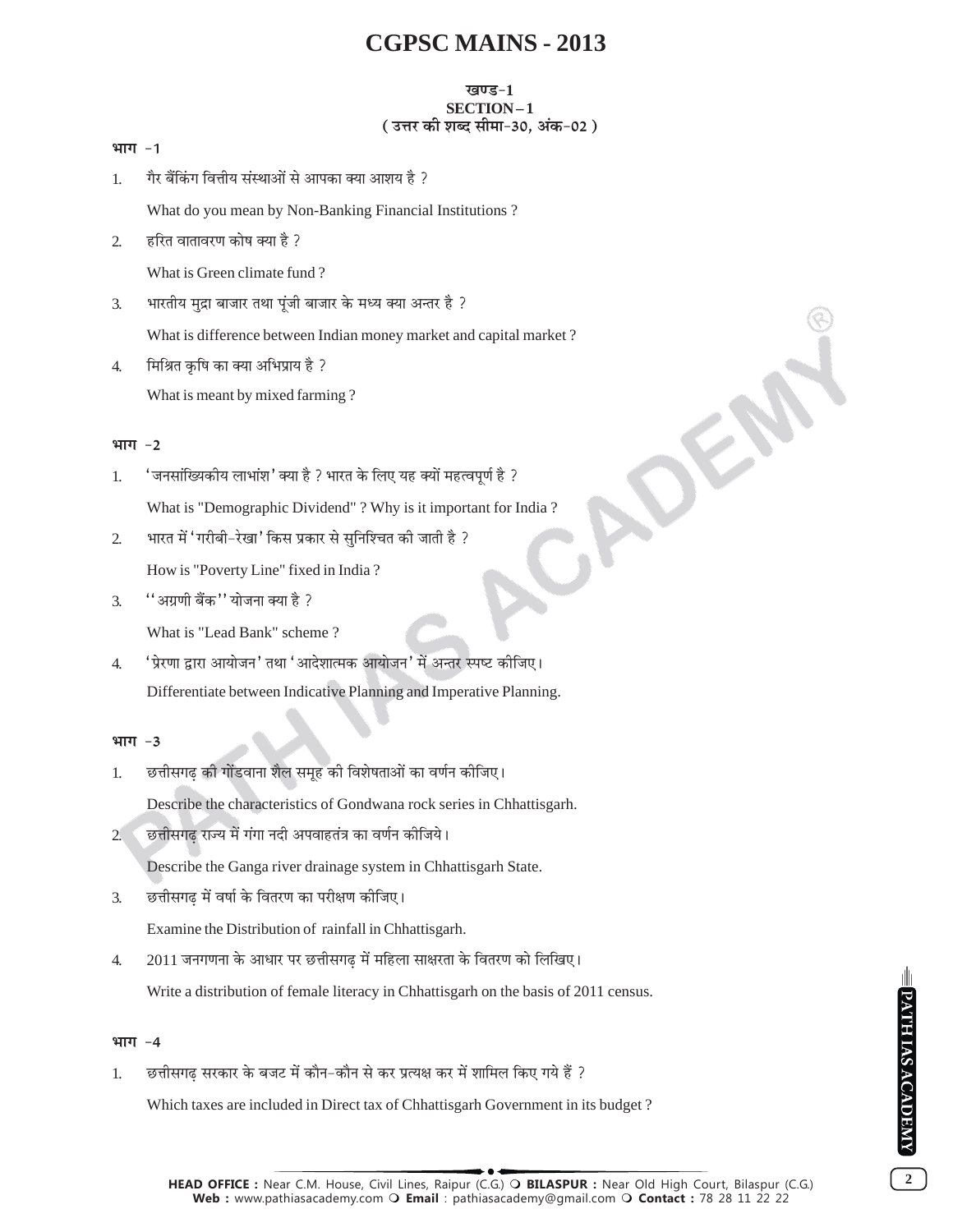# CGPSC MAINS - 2013

**खण्ड-1**
**SECTION – 1**
**( उत्तर की शब्द सीमा-30, अंक-02 )**

**भाग -1**

1. गैर बैंकिंग वित्तीय संस्थाओं से आपका क्या आशय है ?

   What do you mean by Non-Banking Financial Institutions ?

2. हरित वातावरण कोष क्या है ?

   What is Green climate fund ?

3. भारतीय मुद्रा बाजार तथा पूंजी बाजार के मध्य क्या अन्तर है ?

   What is difference between Indian money market and capital market ?

4. मिश्रित कृषि का क्या अभिप्राय है ?

   What is meant by mixed farming ?

**भाग -2**

1. 'जनसांख्यिकीय लाभांश' क्या है ? भारत के लिए यह क्यों महत्वपूर्ण है ?

   What is "Demographic Dividend" ? Why is it important for India ?

2. भारत में 'गरीबी-रेखा' किस प्रकार से सुनिश्चित की जाती है ?

   How is "Poverty Line" fixed in India ?

3. ''अग्रणी बैंक'' योजना क्या है ?

   What is "Lead Bank" scheme ?

4. 'प्रेरणा द्वारा आयोजन' तथा 'आदेशात्मक आयोजन' में अन्तर स्पष्ट कीजिए।

   Differentiate between Indicative Planning and Imperative Planning.

**भाग -3**

1. छत्तीसगढ़ की गोंडवाना शैल समूह की विशेषताओं का वर्णन कीजिए।

   Describe the characteristics of Gondwana rock series in Chhattisgarh.

2. छत्तीसगढ़ राज्य में गंगा नदी अपवाहतंत्र का वर्णन कीजिये।

   Describe the Ganga river drainage system in Chhattisgarh State.

3. छत्तीसगढ़ में वर्षा के वितरण का परीक्षण कीजिए।

   Examine the Distribution of rainfall in Chhattisgarh.

4. 2011 जनगणना के आधार पर छत्तीसगढ़ में महिला साक्षरता के वितरण को लिखिए।

   Write a distribution of female literacy in Chhattisgarh on the basis of 2011 census.

**भाग -4**

1. छत्तीसगढ़ सरकार के बजट में कौन-कौन से कर प्रत्यक्ष कर में शामिल किए गये हैं ?

   Which taxes are included in Direct tax of Chhattisgarh Government in its budget ?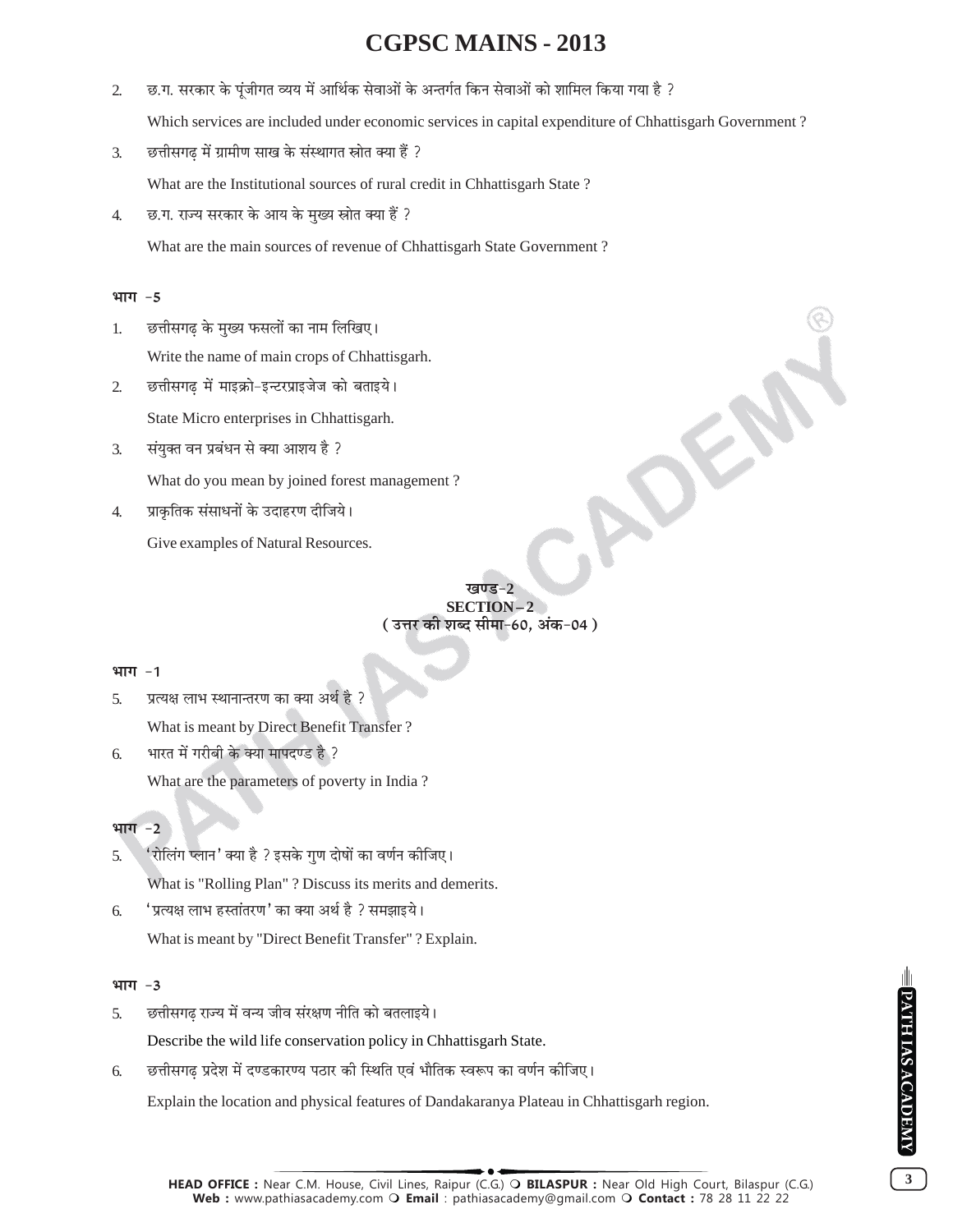2. छ.ग. सरकार के पूंजीगत व्यय में आर्थिक सेवाओं के अन्तर्गत किन सेवाओं को शामिल किया गया है ?

   Which services are included under economic services in capital expenditure of Chhattisgarh Government ?

3. छत्तीसगढ़ में ग्रामीण साख के संस्थागत स्रोत क्या हैं ?

   What are the Institutional sources of rural credit in Chhattisgarh State ?

4. छ.ग. राज्य सरकार के आय के मुख्य स्रोत क्या हैं ?

   What are the main sources of revenue of Chhattisgarh State Government ?

**भाग -5**

1. छत्तीसगढ़ के मुख्य फसलों का नाम लिखिए।

   Write the name of main crops of Chhattisgarh.

2. छत्तीसगढ़ में माइक्रो-इन्टरप्राइजेज को बताइये।

   State Micro enterprises in Chhattisgarh.

3. संयुक्त वन प्रबंधन से क्या आशय है ?

   What do you mean by joined forest management ?

4. प्राकृतिक संसाधनों के उदाहरण दीजिये।

   Give examples of Natural Resources.

## खण्ड-2
## SECTION – 2
**( उत्तर की शब्द सीमा-60, अंक-04 )**

**भाग -1**

5. प्रत्यक्ष लाभ स्थानान्तरण का क्या अर्थ है ?

   What is meant by Direct Benefit Transfer ?

6. भारत में गरीबी के क्या मापदण्ड है ?

   What are the parameters of poverty in India ?

**भाग -2**

5. 'रोलिंग प्लान' क्या है ? इसके गुण दोषों का वर्णन कीजिए।

   What is "Rolling Plan" ? Discuss its merits and demerits.

6. 'प्रत्यक्ष लाभ हस्तांतरण' का क्या अर्थ है ? समझाइये।

   What is meant by "Direct Benefit Transfer" ? Explain.

**भाग -3**

5. छत्तीसगढ़ राज्य में वन्य जीव संरक्षण नीति को बतलाइये।

   Describe the wild life conservation policy in Chhattisgarh State.

6. छत्तीसगढ़ प्रदेश में दण्डकारण्य पठार की स्थिति एवं भौतिक स्वरूप का वर्णन कीजिए।

   Explain the location and physical features of Dandakaranya Plateau in Chhattisgarh region.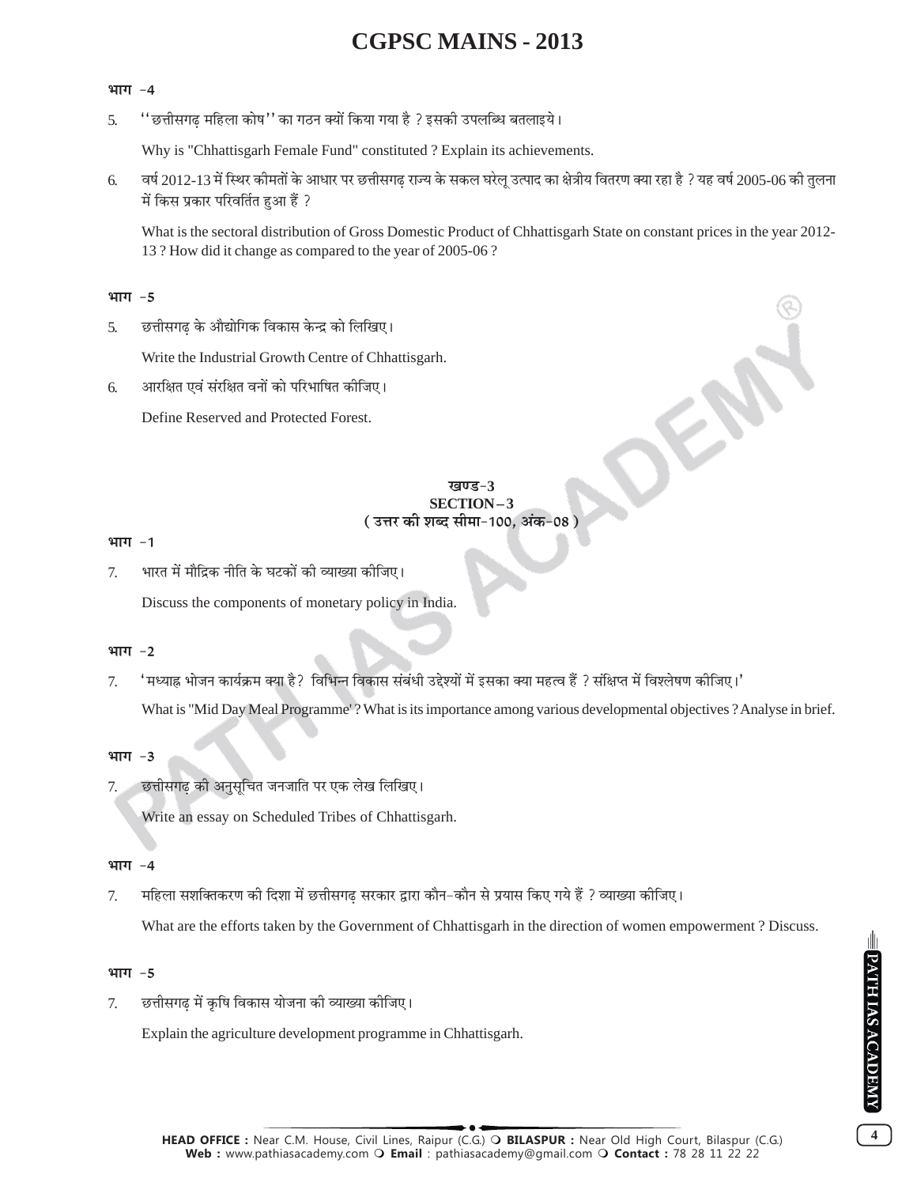**भाग -4**

5. ''छत्तीसगढ़ महिला कोष'' का गठन क्यों किया गया है ? इसकी उपलब्धि बतलाइये।

   Why is "Chhattisgarh Female Fund" constituted ? Explain its achievements.

6. वर्ष 2012-13 में स्थिर कीमतों के आधार पर छत्तीसगढ़ राज्य के सकल घरेलू उत्पाद का क्षेत्रीय वितरण क्या रहा है ? यह वर्ष 2005-06 की तुलना में किस प्रकार परिवर्तित हुआ हैं ?

   What is the sectoral distribution of Gross Domestic Product of Chhattisgarh State on constant prices in the year 2012-13 ? How did it change as compared to the year of 2005-06 ?

**भाग -5**

5. छत्तीसगढ़ के औद्योगिक विकास केन्द्र को लिखिए।

   Write the Industrial Growth Centre of Chhattisgarh.

6. आरक्षित एवं संरक्षित वनों को परिभाषित कीजिए।

   Define Reserved and Protected Forest.

## खण्ड-3
## SECTION – 3
**( उत्तर की शब्द सीमा-100, अंक-08 )**

**भाग -1**

7. भारत में मौद्रिक नीति के घटकों की व्याख्या कीजिए।

   Discuss the components of monetary policy in India.

**भाग -2**

7. 'मध्याह्न भोजन कार्यक्रम क्या है? विभिन्न विकास संबंधी उद्देश्यों में इसका क्या महत्व हैं ? संक्षिप्त में विश्लेषण कीजिए।'

   What is "Mid Day Meal Programme" ? What is its importance among various developmental objectives ? Analyse in brief.

**भाग -3**

7. छत्तीसगढ़ की अनुसूचित जनजाति पर एक लेख लिखिए।

   Write an essay on Scheduled Tribes of Chhattisgarh.

**भाग -4**

7. महिला सशक्तिकरण की दिशा में छत्तीसगढ़ सरकार द्वारा कौन-कौन से प्रयास किए गये हैं ? व्याख्या कीजिए।

   What are the efforts taken by the Government of Chhattisgarh in the direction of women empowerment ? Discuss.

**भाग -5**

7. छत्तीसगढ़ में कृषि विकास योजना की व्याख्या कीजिए।

   Explain the agriculture development programme in Chhattisgarh.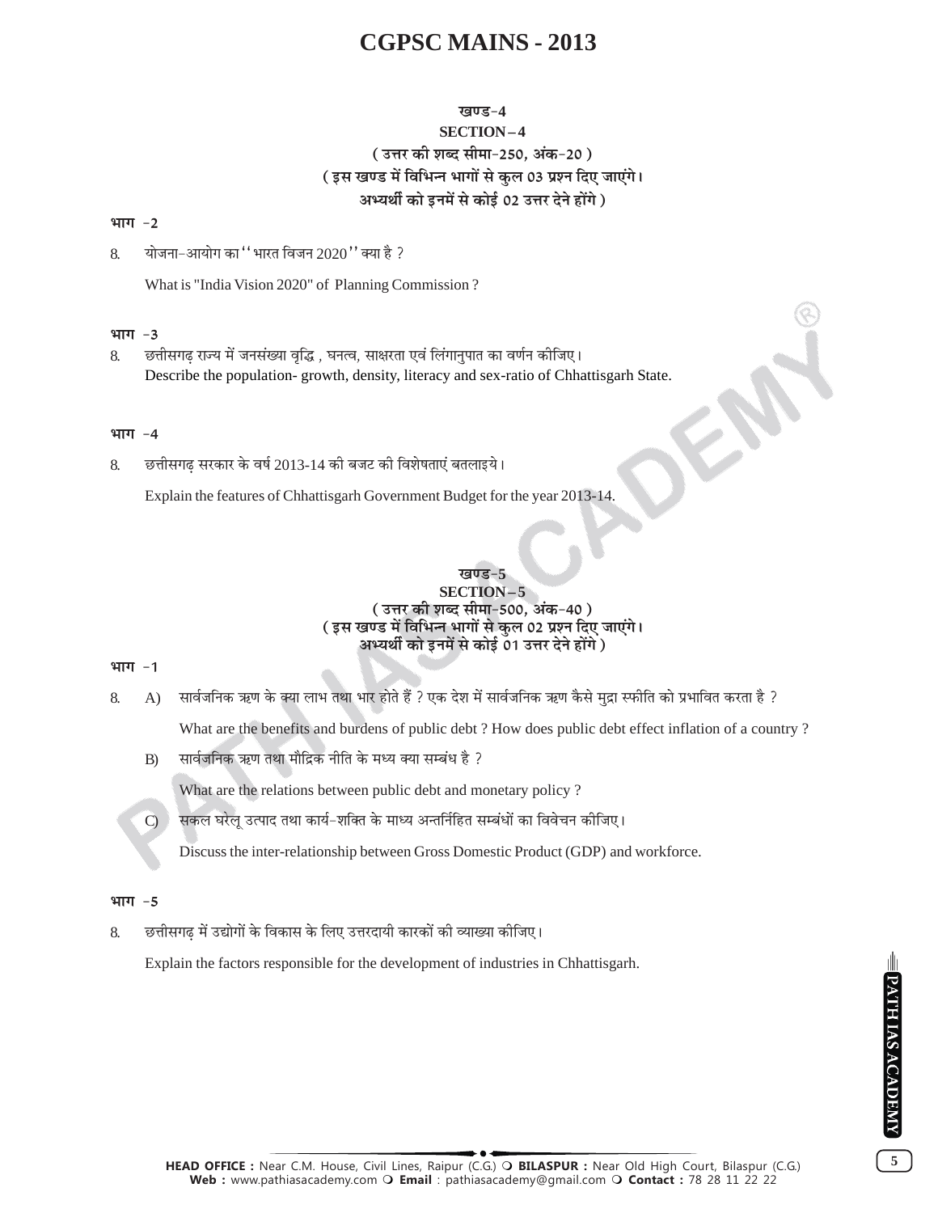# CGPSC MAINS - 2013

## खण्ड-4
## SECTION – 4

**( उत्तर की शब्द सीमा-250, अंक-20 )**
**( इस खण्ड में विभिन्न भागों से कुल 03 प्रश्न दिए जाएंगे। अभ्यर्थी को इनमें से कोई 02 उत्तर देने होंगे )**

**भाग -2**

8. योजना-आयोग का ''भारत विजन 2020'' क्या है ?

   What is "India Vision 2020" of Planning Commission ?

**भाग -3**

8. छत्तीसगढ़ राज्य में जनसंख्या वृद्धि , घनत्व, साक्षरता एवं लिंगानुपात का वर्णन कीजिए।
   Describe the population- growth, density, literacy and sex-ratio of Chhattisgarh State.

**भाग -4**

8. छत्तीसगढ़ सरकार के वर्ष 2013-14 की बजट की विशेषताएं बतलाइये।

   Explain the features of Chhattisgarh Government Budget for the year 2013-14.

## खण्ड-5
## SECTION – 5

**( उत्तर की शब्द सीमा-500, अंक-40 )**
**( इस खण्ड में विभिन्न भागों से कुल 02 प्रश्न दिए जाएंगे। अभ्यर्थी को इनमें से कोई 01 उत्तर देने होंगे )**

**भाग -1**

8. A) सार्वजनिक ऋण के क्या लाभ तथा भार होते हैं ? एक देश में सार्वजनिक ऋण कैसे मुद्रा स्फीति को प्रभावित करता है ?

   What are the benefits and burdens of public debt ? How does public debt effect inflation of a country ?

   B) सार्वजनिक ऋण तथा मौद्रिक नीति के मध्य क्या सम्बंध है ?

   What are the relations between public debt and monetary policy ?

   C) सकल घरेलू उत्पाद तथा कार्य-शक्ति के माध्य अन्तर्निहित सम्बंधों का विवेचन कीजिए।

   Discuss the inter-relationship between Gross Domestic Product (GDP) and workforce.

**भाग -5**

8. छत्तीसगढ़ में उद्योगों के विकास के लिए उत्तरदायी कारकों की व्याख्या कीजिए।

   Explain the factors responsible for the development of industries in Chhattisgarh.